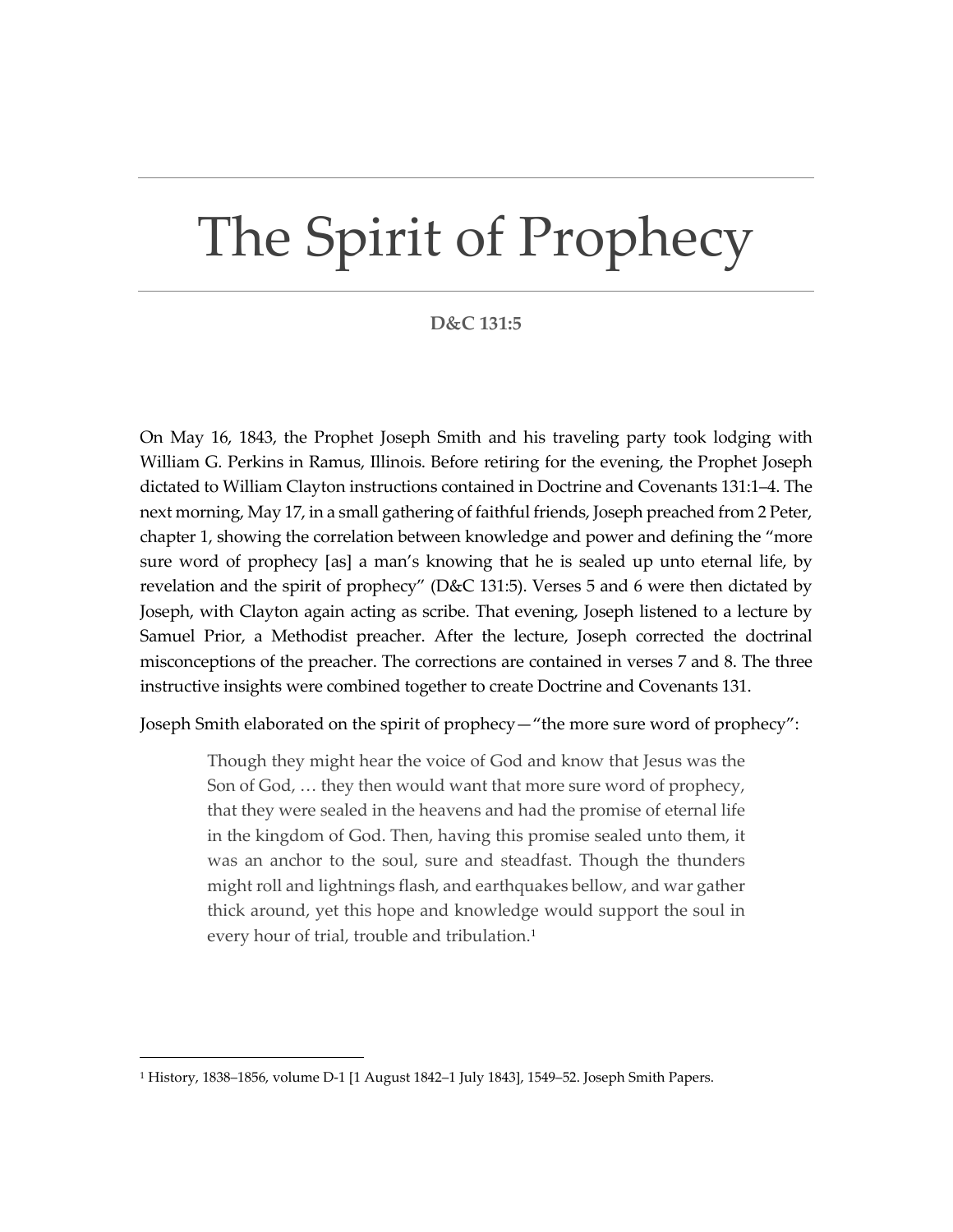# The Spirit of Prophecy

**D&C 131:5**

On May 16, 1843, the Prophet Joseph Smith and his traveling party took lodging with William G. Perkins in Ramus, Illinois. Before retiring for the evening, the Prophet Joseph dictated to William Clayton instructions contained in Doctrine and Covenants 131:1–4. The next morning, May 17, in a small gathering of faithful friends, Joseph preached from 2 Peter, chapter 1, showing the correlation between knowledge and power and defining the "more sure word of prophecy [as] a man's knowing that he is sealed up unto eternal life, by revelation and the spirit of prophecy" (D&C 131:5). Verses 5 and 6 were then dictated by Joseph, with Clayton again acting as scribe. That evening, Joseph listened to a lecture by Samuel Prior, a Methodist preacher. After the lecture, Joseph corrected the doctrinal misconceptions of the preacher. The corrections are contained in verses 7 and 8. The three instructive insights were combined together to create Doctrine and Covenants 131.

Joseph Smith elaborated on the spirit of prophecy—"the more sure word of prophecy":

> Though they might hear the voice of God and know that Jesus was the Son of God, … they then would want that more sure word of prophecy, that they were sealed in the heavens and had the promise of eternal life in the kingdom of God. Then, having this promise sealed unto them, it was an anchor to the soul, sure and steadfast. Though the thunders might roll and lightnings flash, and earthquakes bellow, and war gather thick around, yet this hope and knowledge would support the soul in every hour of trial, trouble and tribulation.[1]

[1] History, 1838–1856, volume D-1 [1 August 1842–1 July 1843], 1549–52. Joseph Smith Papers.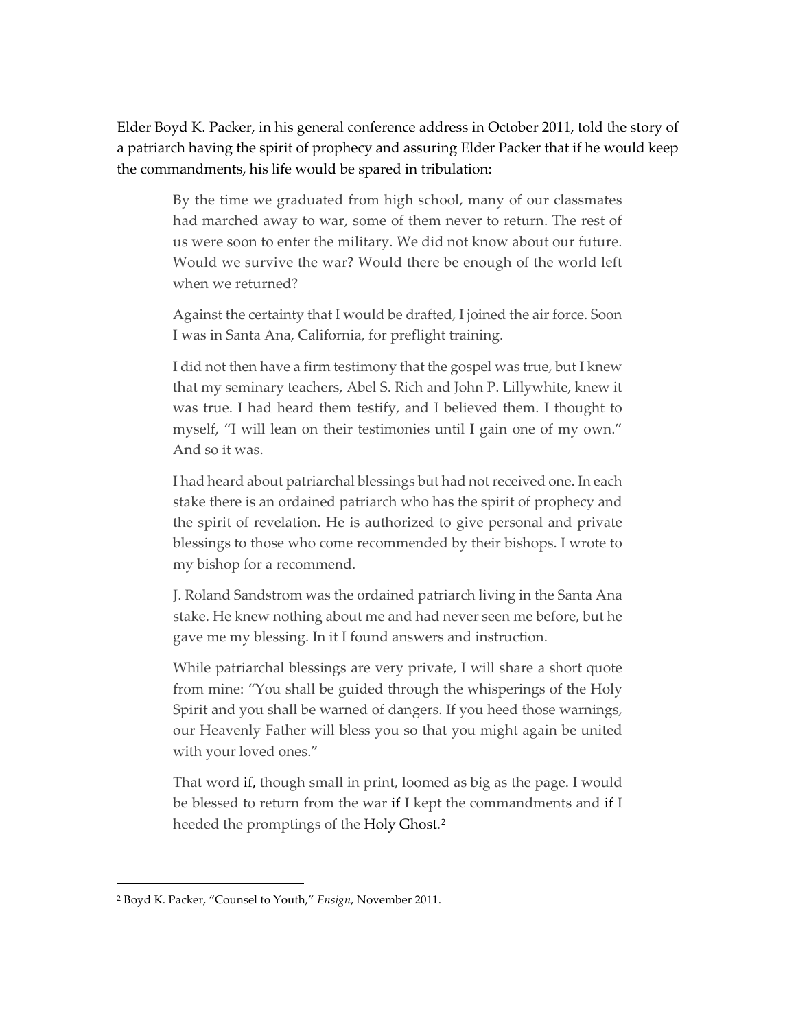Elder Boyd K. Packer, in his general conference address in October 2011, told the story of a patriarch having the spirit of prophecy and assuring Elder Packer that if he would keep the commandments, his life would be spared in tribulation:

> By the time we graduated from high school, many of our classmates had marched away to war, some of them never to return. The rest of us were soon to enter the military. We did not know about our future. Would we survive the war? Would there be enough of the world left when we returned?
>
> Against the certainty that I would be drafted, I joined the air force. Soon I was in Santa Ana, California, for preflight training.
>
> I did not then have a firm testimony that the gospel was true, but I knew that my seminary teachers, Abel S. Rich and John P. Lillywhite, knew it was true. I had heard them testify, and I believed them. I thought to myself, "I will lean on their testimonies until I gain one of my own." And so it was.
>
> I had heard about patriarchal blessings but had not received one. In each stake there is an ordained patriarch who has the spirit of prophecy and the spirit of revelation. He is authorized to give personal and private blessings to those who come recommended by their bishops. I wrote to my bishop for a recommend.
>
> J. Roland Sandstrom was the ordained patriarch living in the Santa Ana stake. He knew nothing about me and had never seen me before, but he gave me my blessing. In it I found answers and instruction.
>
> While patriarchal blessings are very private, I will share a short quote from mine: "You shall be guided through the whisperings of the Holy Spirit and you shall be warned of dangers. If you heed those warnings, our Heavenly Father will bless you so that you might again be united with your loved ones."
>
> That word if, though small in print, loomed as big as the page. I would be blessed to return from the war if I kept the commandments and if I heeded the promptings of the Holy Ghost.[2]

---

[2] Boyd K. Packer, "Counsel to Youth," *Ensign*, November 2011.